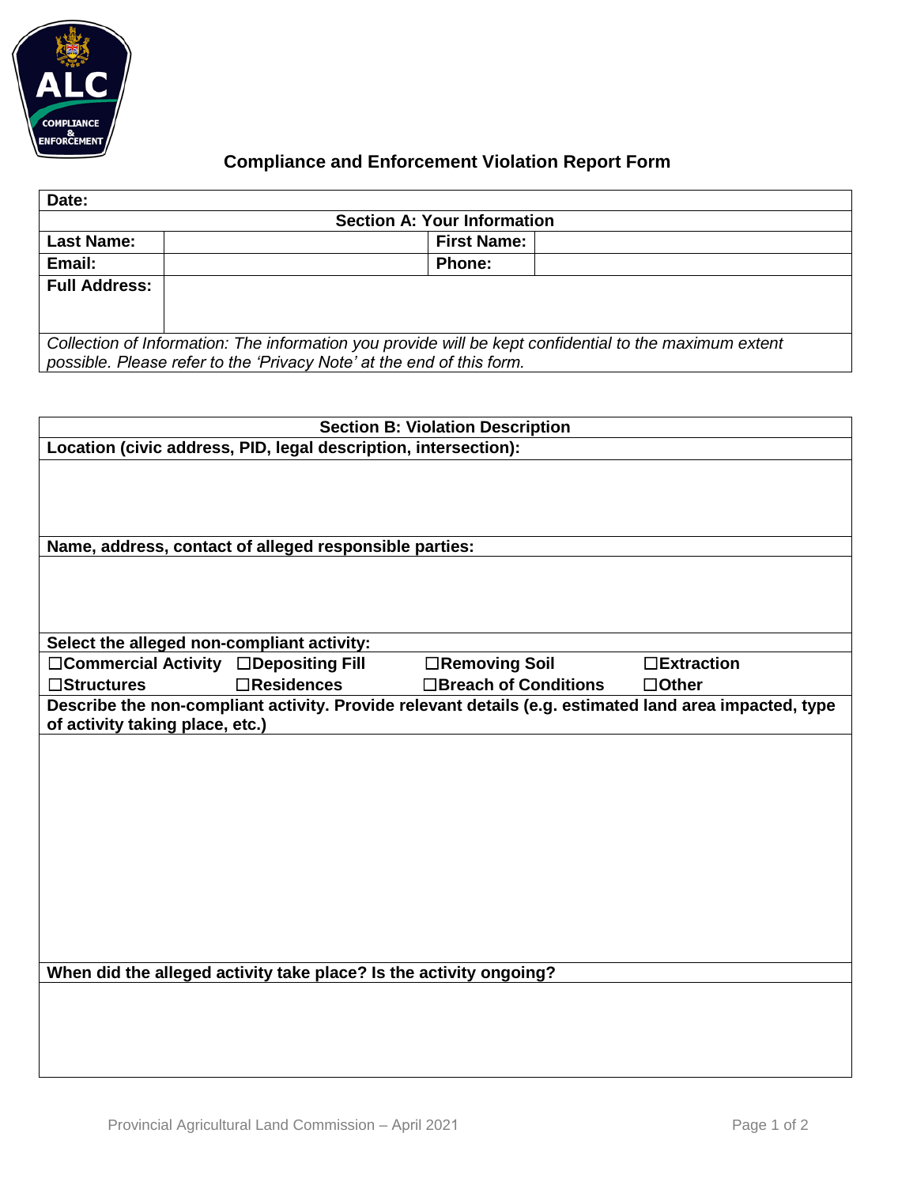# Compliance and Enforcement Violation Report Form

| **Date:** | | | |
|---|---|---|---|
| **Section A: Your Information** | | | |
| **Last Name:** | | **First Name:** | |
| **Email:** | | **Phone:** | |
| **Full Address:** | | | |

*Collection of Information: The information you provide will be kept confidential to the maximum extent possible. Please refer to the 'Privacy Note' at the end of this form.*

## Section B: Violation Description

**Location (civic address, PID, legal description, intersection):**

**Name, address, contact of alleged responsible parties:**

**Select the alleged non-compliant activity:**

| | | | |
|---|---|---|---|
| ☐**Commercial Activity** | ☐**Depositing Fill** | ☐**Removing Soil** | ☐**Extraction** |
| ☐**Structures** | ☐**Residences** | ☐**Breach of Conditions** | ☐**Other** |

**Describe the non-compliant activity. Provide relevant details (e.g. estimated land area impacted, type of activity taking place, etc.)**

**When did the alleged activity take place? Is the activity ongoing?**

Provincial Agricultural Land Commission – April 2021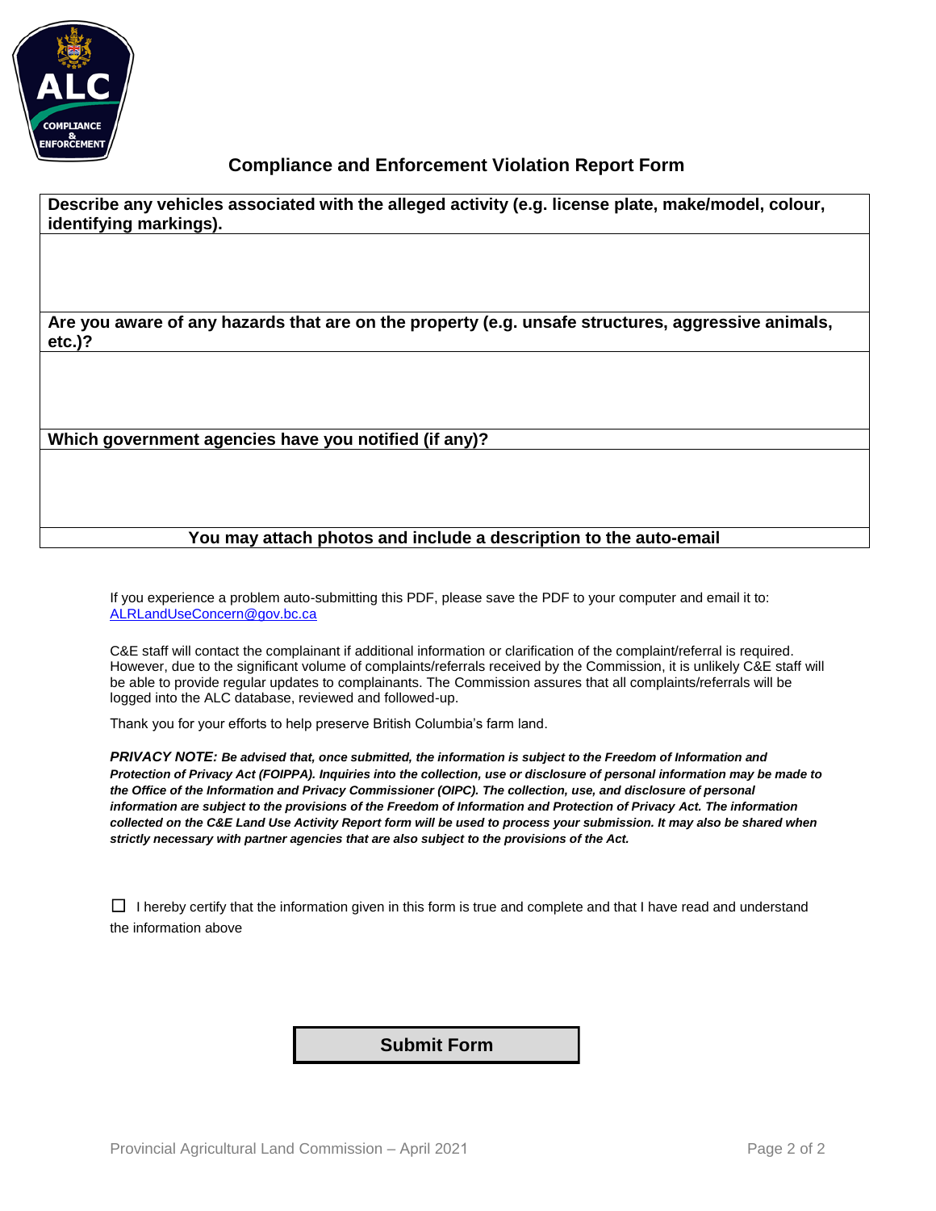## Compliance and Enforcement Violation Report Form

| **Describe any vehicles associated with the alleged activity (e.g. license plate, make/model, colour, identifying markings).** |
| --- |
| |
| **Are you aware of any hazards that are on the property (e.g. unsafe structures, aggressive animals, etc.)?** |
| |
| **Which government agencies have you notified (if any)?** |
| |
| **You may attach photos and include a description to the auto-email** |

If you experience a problem auto-submitting this PDF, please save the PDF to your computer and email it to: ALRLandUseConcern@gov.bc.ca

C&E staff will contact the complainant if additional information or clarification of the complaint/referral is required. However, due to the significant volume of complaints/referrals received by the Commission, it is unlikely C&E staff will be able to provide regular updates to complainants. The Commission assures that all complaints/referrals will be logged into the ALC database, reviewed and followed-up.

Thank you for your efforts to help preserve British Columbia's farm land.

***PRIVACY NOTE:*** ***Be advised that, once submitted, the information is subject to the Freedom of Information and Protection of Privacy Act (FOIPPA). Inquiries into the collection, use or disclosure of personal information may be made to the Office of the Information and Privacy Commissioner (OIPC). The collection, use, and disclosure of personal information are subject to the provisions of the Freedom of Information and Protection of Privacy Act. The information collected on the C&E Land Use Activity Report form will be used to process your submission. It may also be shared when strictly necessary with partner agencies that are also subject to the provisions of the Act.***

☐ I hereby certify that the information given in this form is true and complete and that I have read and understand the information above

**Submit Form**

Provincial Agricultural Land Commission – April 2021